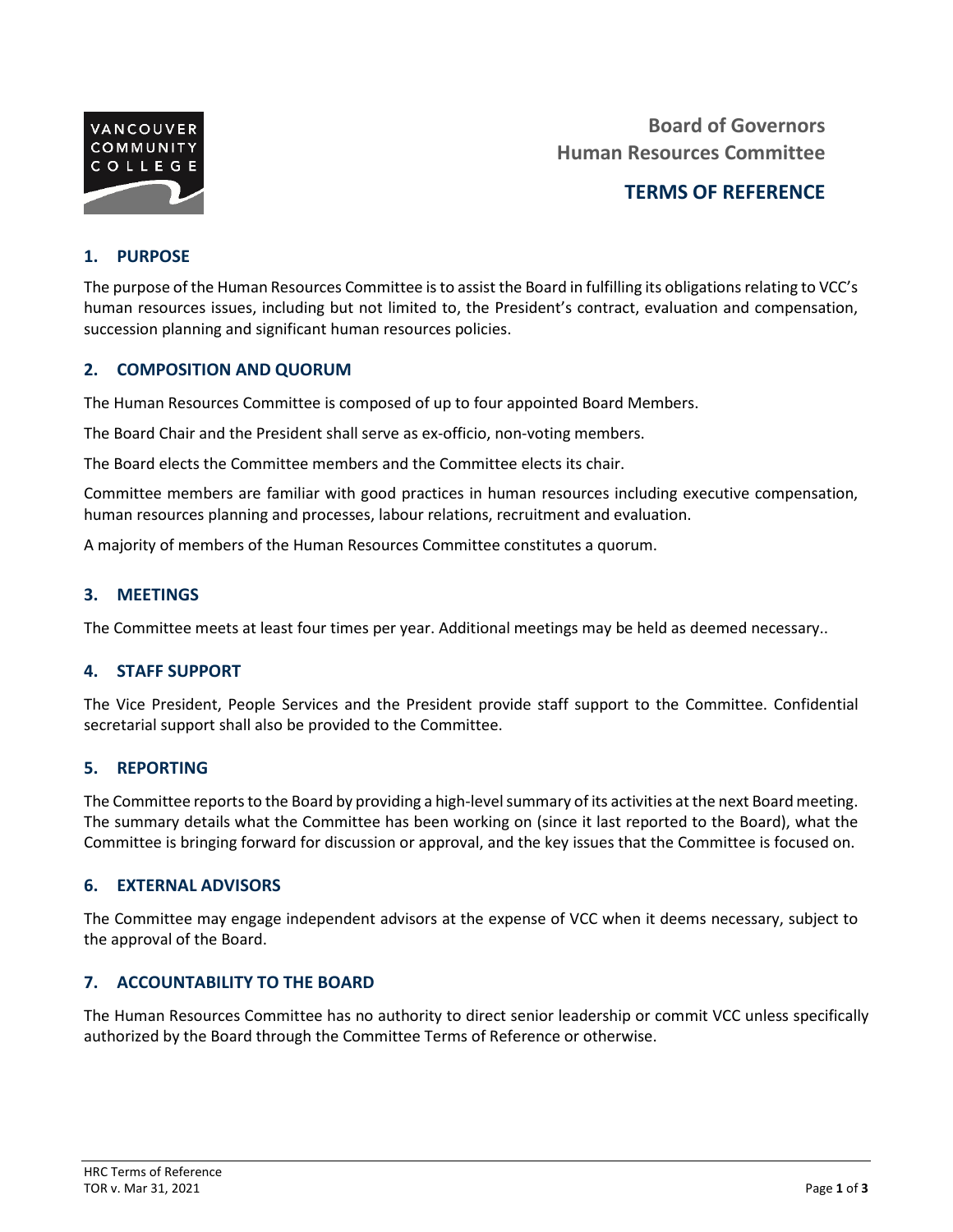# Board of Governors Human Resources Committee

## TERMS OF REFERENCE

### 1. PURPOSE

The purpose of the Human Resources Committee is to assist the Board in fulfilling its obligations relating to VCC's human resources issues, including but not limited to, the President's contract, evaluation and compensation, succession planning and significant human resources policies.

### 2. COMPOSITION AND QUORUM

The Human Resources Committee is composed of up to four appointed Board Members.

The Board Chair and the President shall serve as ex-officio, non-voting members.

The Board elects the Committee members and the Committee elects its chair.

Committee members are familiar with good practices in human resources including executive compensation, human resources planning and processes, labour relations, recruitment and evaluation.

A majority of members of the Human Resources Committee constitutes a quorum.

### 3. MEETINGS

The Committee meets at least four times per year. Additional meetings may be held as deemed necessary..

### 4. STAFF SUPPORT

The Vice President, People Services and the President provide staff support to the Committee. Confidential secretarial support shall also be provided to the Committee.

### 5. REPORTING

The Committee reports to the Board by providing a high-level summary of its activities at the next Board meeting. The summary details what the Committee has been working on (since it last reported to the Board), what the Committee is bringing forward for discussion or approval, and the key issues that the Committee is focused on.

### 6. EXTERNAL ADVISORS

The Committee may engage independent advisors at the expense of VCC when it deems necessary, subject to the approval of the Board.

### 7. ACCOUNTABILITY TO THE BOARD

The Human Resources Committee has no authority to direct senior leadership or commit VCC unless specifically authorized by the Board through the Committee Terms of Reference or otherwise.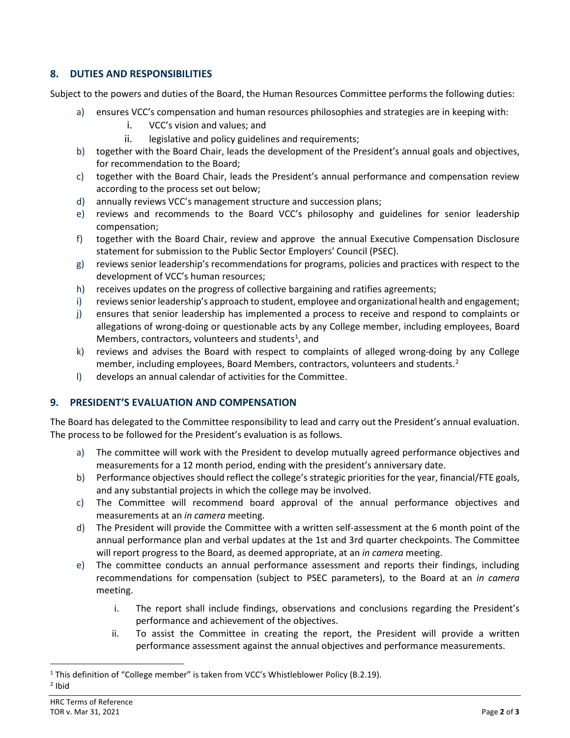## 8. DUTIES AND RESPONSIBILITIES

Subject to the powers and duties of the Board, the Human Resources Committee performs the following duties:

a) ensures VCC's compensation and human resources philosophies and strategies are in keeping with:
   i. VCC's vision and values; and
   ii. legislative and policy guidelines and requirements;
b) together with the Board Chair, leads the development of the President's annual goals and objectives, for recommendation to the Board;
c) together with the Board Chair, leads the President's annual performance and compensation review according to the process set out below;
d) annually reviews VCC's management structure and succession plans;
e) reviews and recommends to the Board VCC's philosophy and guidelines for senior leadership compensation;
f) together with the Board Chair, review and approve the annual Executive Compensation Disclosure statement for submission to the Public Sector Employers' Council (PSEC).
g) reviews senior leadership's recommendations for programs, policies and practices with respect to the development of VCC's human resources;
h) receives updates on the progress of collective bargaining and ratifies agreements;
i) reviews senior leadership's approach to student, employee and organizational health and engagement;
j) ensures that senior leadership has implemented a process to receive and respond to complaints or allegations of wrong-doing or questionable acts by any College member, including employees, Board Members, contractors, volunteers and students[1], and
k) reviews and advises the Board with respect to complaints of alleged wrong-doing by any College member, including employees, Board Members, contractors, volunteers and students.[2]
l) develops an annual calendar of activities for the Committee.

## 9. PRESIDENT'S EVALUATION AND COMPENSATION

The Board has delegated to the Committee responsibility to lead and carry out the President's annual evaluation. The process to be followed for the President's evaluation is as follows.

a) The committee will work with the President to develop mutually agreed performance objectives and measurements for a 12 month period, ending with the president's anniversary date.
b) Performance objectives should reflect the college's strategic priorities for the year, financial/FTE goals, and any substantial projects in which the college may be involved.
c) The Committee will recommend board approval of the annual performance objectives and measurements at an *in camera* meeting.
d) The President will provide the Committee with a written self-assessment at the 6 month point of the annual performance plan and verbal updates at the 1st and 3rd quarter checkpoints. The Committee will report progress to the Board, as deemed appropriate, at an *in camera* meeting.
e) The committee conducts an annual performance assessment and reports their findings, including recommendations for compensation (subject to PSEC parameters), to the Board at an *in camera* meeting.
   i. The report shall include findings, observations and conclusions regarding the President's performance and achievement of the objectives.
   ii. To assist the Committee in creating the report, the President will provide a written performance assessment against the annual objectives and performance measurements.

---

[1] This definition of "College member" is taken from VCC's Whistleblower Policy (B.2.19).

[2] Ibid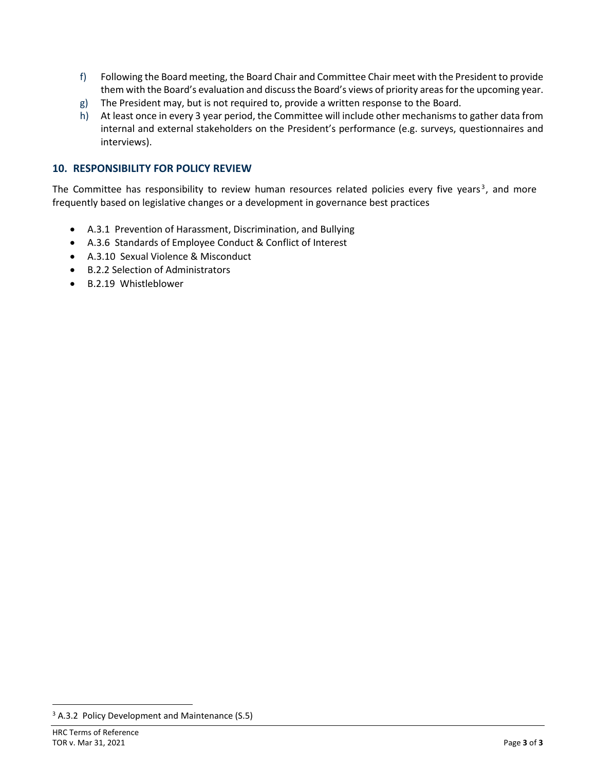f) Following the Board meeting, the Board Chair and Committee Chair meet with the President to provide them with the Board's evaluation and discuss the Board's views of priority areas for the upcoming year.
g) The President may, but is not required to, provide a written response to the Board.
h) At least once in every 3 year period, the Committee will include other mechanisms to gather data from internal and external stakeholders on the President's performance (e.g. surveys, questionnaires and interviews).

## 10. RESPONSIBILITY FOR POLICY REVIEW

The Committee has responsibility to review human resources related policies every five years[3], and more frequently based on legislative changes or a development in governance best practices

- A.3.1 Prevention of Harassment, Discrimination, and Bullying
- A.3.6 Standards of Employee Conduct & Conflict of Interest
- A.3.10 Sexual Violence & Misconduct
- B.2.2 Selection of Administrators
- B.2.19 Whistleblower

[3] A.3.2 Policy Development and Maintenance (S.5)